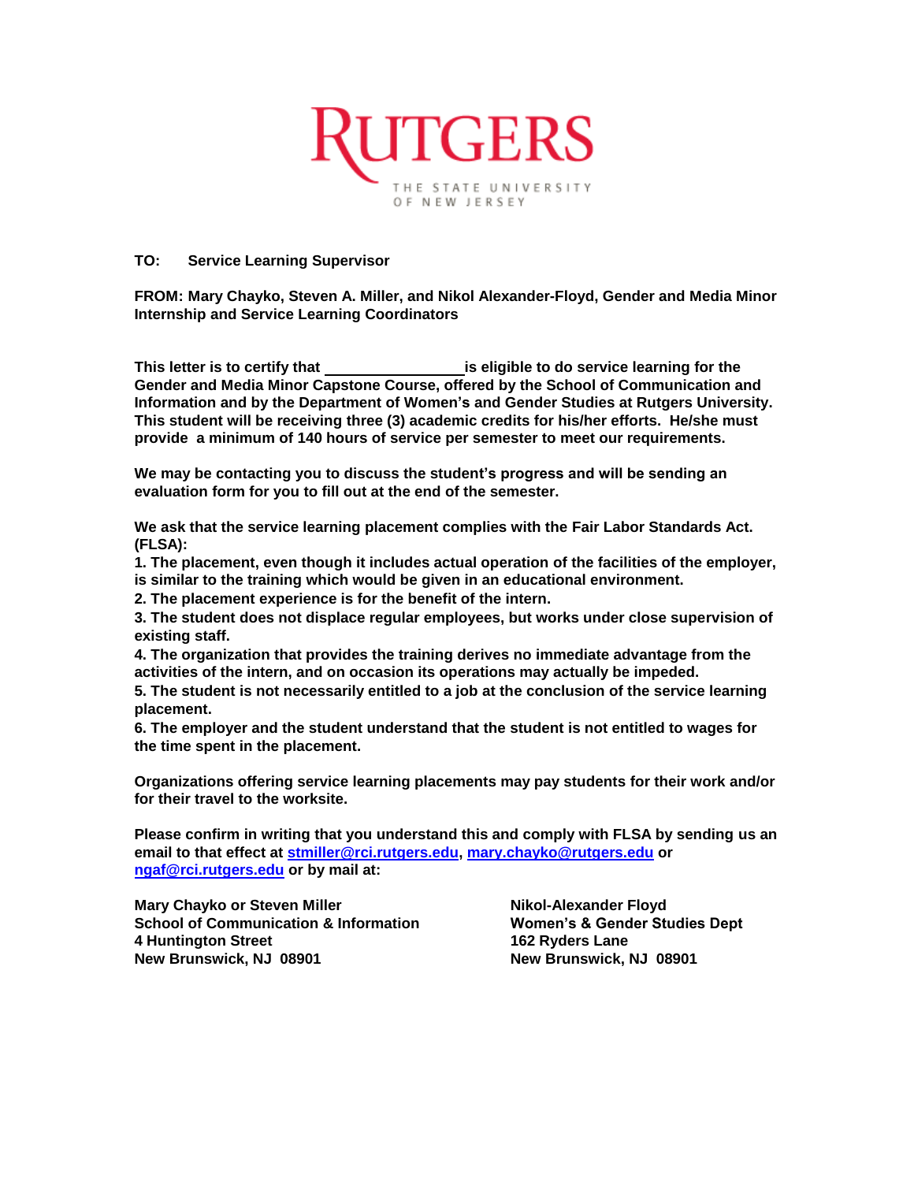RUTGERS
THE STATE UNIVERSITY OF NEW JERSEY

**TO: Service Learning Supervisor**

**FROM: Mary Chayko, Steven A. Miller, and Nikol Alexander-Floyd, Gender and Media Minor Internship and Service Learning Coordinators**

**This letter is to certify that _________________ is eligible to do service learning for the Gender and Media Minor Capstone Course, offered by the School of Communication and Information and by the Department of Women's and Gender Studies at Rutgers University. This student will be receiving three (3) academic credits for his/her efforts. He/she must provide a minimum of 140 hours of service per semester to meet our requirements.**

**We may be contacting you to discuss the student's progress and will be sending an evaluation form for you to fill out at the end of the semester.**

**We ask that the service learning placement complies with the Fair Labor Standards Act. (FLSA):**

**1. The placement, even though it includes actual operation of the facilities of the employer, is similar to the training which would be given in an educational environment.**
**2. The placement experience is for the benefit of the intern.**
**3. The student does not displace regular employees, but works under close supervision of existing staff.**
**4. The organization that provides the training derives no immediate advantage from the activities of the intern, and on occasion its operations may actually be impeded.**
**5. The student is not necessarily entitled to a job at the conclusion of the service learning placement.**
**6. The employer and the student understand that the student is not entitled to wages for the time spent in the placement.**

**Organizations offering service learning placements may pay students for their work and/or for their travel to the worksite.**

**Please confirm in writing that you understand this and comply with FLSA by sending us an email to that effect at stmiller@rci.rutgers.edu, mary.chayko@rutgers.edu or ngaf@rci.rutgers.edu or by mail at:**

**Mary Chayko or Steven Miller**
**School of Communication & Information**
**4 Huntington Street**
**New Brunswick, NJ 08901**

**Nikol-Alexander Floyd**
**Women's & Gender Studies Dept**
**162 Ryders Lane**
**New Brunswick, NJ 08901**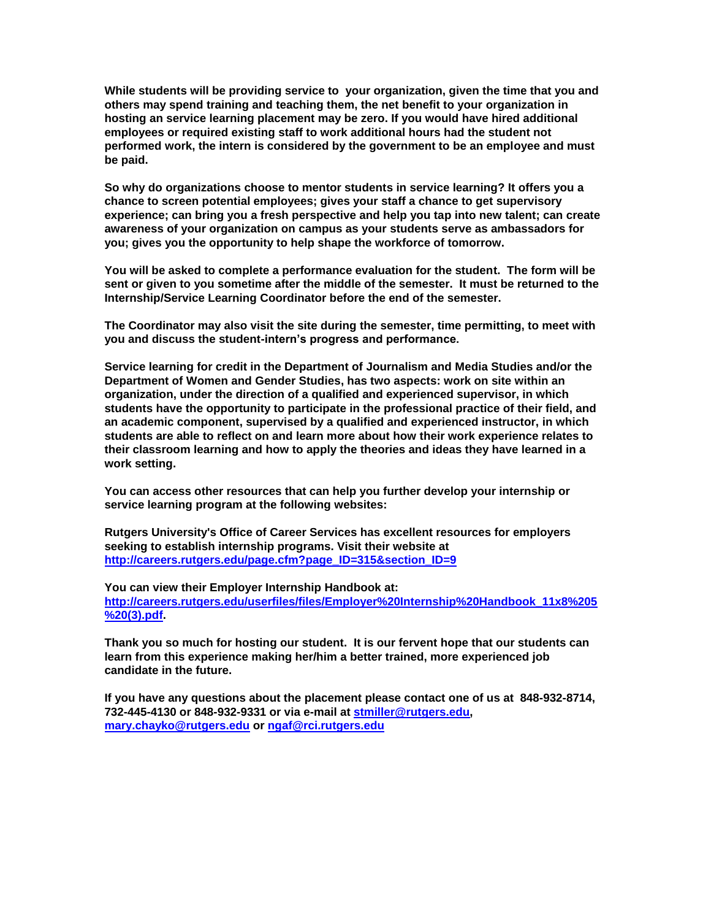**While students will be providing service to your organization, given the time that you and others may spend training and teaching them, the net benefit to your organization in hosting an service learning placement may be zero. If you would have hired additional employees or required existing staff to work additional hours had the student not performed work, the intern is considered by the government to be an employee and must be paid.**

**So why do organizations choose to mentor students in service learning? It offers you a chance to screen potential employees; gives your staff a chance to get supervisory experience; can bring you a fresh perspective and help you tap into new talent; can create awareness of your organization on campus as your students serve as ambassadors for you; gives you the opportunity to help shape the workforce of tomorrow.**

**You will be asked to complete a performance evaluation for the student. The form will be sent or given to you sometime after the middle of the semester. It must be returned to the Internship/Service Learning Coordinator before the end of the semester.**

**The Coordinator may also visit the site during the semester, time permitting, to meet with you and discuss the student-intern's progress and performance.**

**Service learning for credit in the Department of Journalism and Media Studies and/or the Department of Women and Gender Studies, has two aspects: work on site within an organization, under the direction of a qualified and experienced supervisor, in which students have the opportunity to participate in the professional practice of their field, and an academic component, supervised by a qualified and experienced instructor, in which students are able to reflect on and learn more about how their work experience relates to their classroom learning and how to apply the theories and ideas they have learned in a work setting.**

**You can access other resources that can help you further develop your internship or service learning program at the following websites:**

**Rutgers University's Office of Career Services has excellent resources for employers seeking to establish internship programs. Visit their website at [http://careers.rutgers.edu/page.cfm?page_ID=315&section_ID=9](http://careers.rutgers.edu/page.cfm?page_ID=315&section_ID=9)**

**You can view their Employer Internship Handbook at: [http://careers.rutgers.edu/userfiles/files/Employer%20Internship%20Handbook_11x8%205%20(3).pdf](http://careers.rutgers.edu/userfiles/files/Employer%20Internship%20Handbook_11x8%205%20(3).pdf).**

**Thank you so much for hosting our student. It is our fervent hope that our students can learn from this experience making her/him a better trained, more experienced job candidate in the future.**

**If you have any questions about the placement please contact one of us at 848-932-8714, 732-445-4130 or 848-932-9331 or via e-mail at [stmiller@rutgers.edu](mailto:stmiller@rutgers.edu), [mary.chayko@rutgers.edu](mailto:mary.chayko@rutgers.edu) or [ngaf@rci.rutgers.edu](mailto:ngaf@rci.rutgers.edu)**